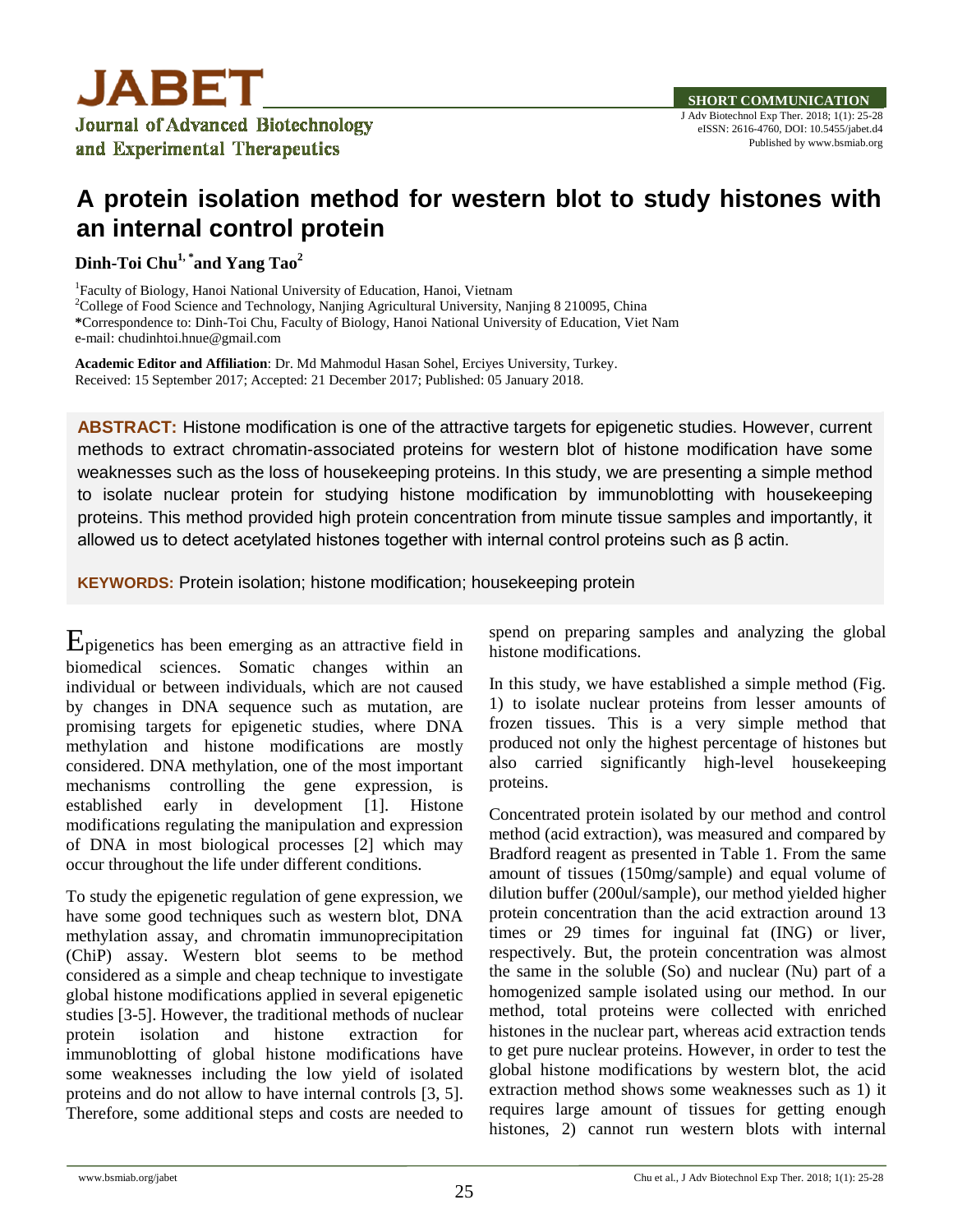**SHORT COMMUNICATION**

# A protein isolation method for western blot to study histones with an internal control protein

**Dinh-Toi Chu[1,*] and Yang Tao[2]**

[1]Faculty of Biology, Hanoi National University of Education, Hanoi, Vietnam
[2]College of Food Science and Technology, Nanjing Agricultural University, Nanjing 8 210095, China
***Correspondence to: Dinh-Toi Chu, Faculty of Biology, Hanoi National University of Education, Viet Nam
e-mail: chudinhtoi.hnue@gmail.com

**Academic Editor and Affiliation**: Dr. Md Mahmodul Hasan Sohel, Erciyes University, Turkey.
Received: 15 September 2017; Accepted: 21 December 2017; Published: 05 January 2018.

**ABSTRACT:** Histone modification is one of the attractive targets for epigenetic studies. However, current methods to extract chromatin-associated proteins for western blot of histone modification have some weaknesses such as the loss of housekeeping proteins. In this study, we are presenting a simple method to isolate nuclear protein for studying histone modification by immunoblotting with housekeeping proteins. This method provided high protein concentration from minute tissue samples and importantly, it allowed us to detect acetylated histones together with internal control proteins such as β actin.

**KEYWORDS:** Protein isolation; histone modification; housekeeping protein

Epigenetics has been emerging as an attractive field in biomedical sciences. Somatic changes within an individual or between individuals, which are not caused by changes in DNA sequence such as mutation, are promising targets for epigenetic studies, where DNA methylation and histone modifications are mostly considered. DNA methylation, one of the most important mechanisms controlling the gene expression, is established early in development [1]. Histone modifications regulating the manipulation and expression of DNA in most biological processes [2] which may occur throughout the life under different conditions.

To study the epigenetic regulation of gene expression, we have some good techniques such as western blot, DNA methylation assay, and chromatin immunoprecipitation (ChiP) assay. Western blot seems to be method considered as a simple and cheap technique to investigate global histone modifications applied in several epigenetic studies [3-5]. However, the traditional methods of nuclear protein isolation and histone extraction for immunoblotting of global histone modifications have some weaknesses including the low yield of isolated proteins and do not allow to have internal controls [3, 5]. Therefore, some additional steps and costs are needed to spend on preparing samples and analyzing the global histone modifications.

In this study, we have established a simple method (Fig. 1) to isolate nuclear proteins from lesser amounts of frozen tissues. This is a very simple method that produced not only the highest percentage of histones but also carried significantly high-level housekeeping proteins.

Concentrated protein isolated by our method and control method (acid extraction), was measured and compared by Bradford reagent as presented in Table 1. From the same amount of tissues (150mg/sample) and equal volume of dilution buffer (200ul/sample), our method yielded higher protein concentration than the acid extraction around 13 times or 29 times for inguinal fat (ING) or liver, respectively. But, the protein concentration was almost the same in the soluble (So) and nuclear (Nu) part of a homogenized sample isolated using our method. In our method, total proteins were collected with enriched histones in the nuclear part, whereas acid extraction tends to get pure nuclear proteins. However, in order to test the global histone modifications by western blot, the acid extraction method shows some weaknesses such as 1) it requires large amount of tissues for getting enough histones, 2) cannot run western blots with internal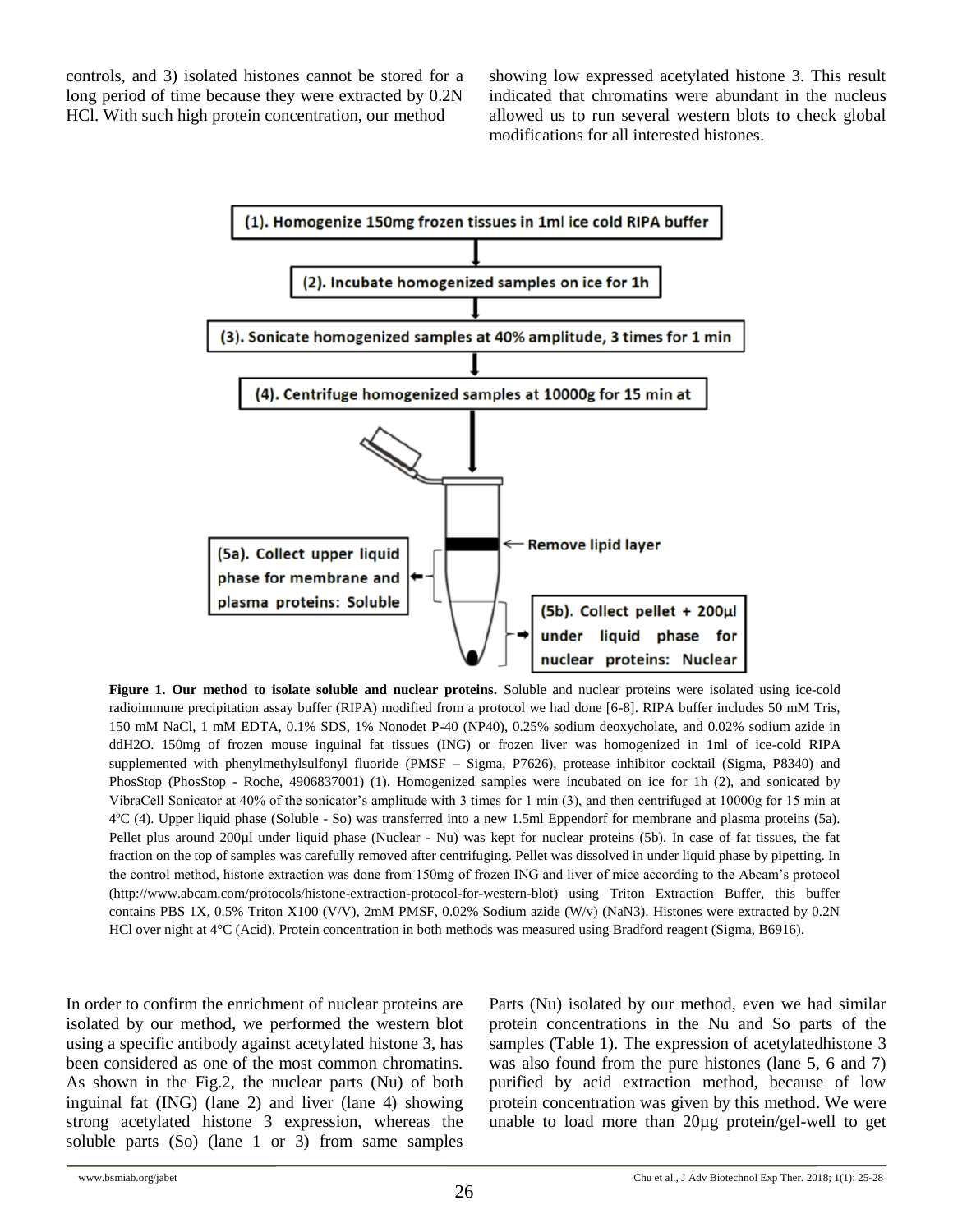controls, and 3) isolated histones cannot be stored for a long period of time because they were extracted by 0.2N HCl. With such high protein concentration, our method showing low expressed acetylated histone 3. This result indicated that chromatins were abundant in the nucleus allowed us to run several western blots to check global modifications for all interested histones.

(1). Homogenize 150mg frozen tissues in 1ml ice cold RIPA buffer

(2). Incubate homogenized samples on ice for 1h

(3). Sonicate homogenized samples at 40% amplitude, 3 times for 1 min

(4). Centrifuge homogenized samples at 10000g for 15 min at

← Remove lipid layer

(5a). Collect upper liquid phase for membrane and plasma proteins: Soluble

(5b). Collect pellet + 200µl under liquid phase for nuclear proteins: Nuclear

**Figure 1. Our method to isolate soluble and nuclear proteins.** Soluble and nuclear proteins were isolated using ice-cold radioimmune precipitation assay buffer (RIPA) modified from a protocol we had done [6-8]. RIPA buffer includes 50 mM Tris, 150 mM NaCl, 1 mM EDTA, 0.1% SDS, 1% Nonodet P-40 (NP40), 0.25% sodium deoxycholate, and 0.02% sodium azide in ddH2O. 150mg of frozen mouse inguinal fat tissues (ING) or frozen liver was homogenized in 1ml of ice-cold RIPA supplemented with phenylmethylsulfonyl fluoride (PMSF – Sigma, P7626), protease inhibitor cocktail (Sigma, P8340) and PhosStop (PhosStop - Roche, 4906837001) (1). Homogenized samples were incubated on ice for 1h (2), and sonicated by VibraCell Sonicator at 40% of the sonicator's amplitude with 3 times for 1 min (3), and then centrifuged at 10000g for 15 min at 4ºC (4). Upper liquid phase (Soluble - So) was transferred into a new 1.5ml Eppendorf for membrane and plasma proteins (5a). Pellet plus around 200µl under liquid phase (Nuclear - Nu) was kept for nuclear proteins (5b). In case of fat tissues, the fat fraction on the top of samples was carefully removed after centrifuging. Pellet was dissolved in under liquid phase by pipetting. In the control method, histone extraction was done from 150mg of frozen ING and liver of mice according to the Abcam's protocol (http://www.abcam.com/protocols/histone-extraction-protocol-for-western-blot) using Triton Extraction Buffer, this buffer contains PBS 1X, 0.5% Triton X100 (V/V), 2mM PMSF, 0.02% Sodium azide (W/v) (NaN3). Histones were extracted by 0.2N HCl over night at 4°C (Acid). Protein concentration in both methods was measured using Bradford reagent (Sigma, B6916).

In order to confirm the enrichment of nuclear proteins are isolated by our method, we performed the western blot using a specific antibody against acetylated histone 3, has been considered as one of the most common chromatins. As shown in the Fig.2, the nuclear parts (Nu) of both inguinal fat (ING) (lane 2) and liver (lane 4) showing strong acetylated histone 3 expression, whereas the soluble parts (So) (lane 1 or 3) from same samples Parts (Nu) isolated by our method, even we had similar protein concentrations in the Nu and So parts of the samples (Table 1). The expression of acetylatedhistone 3 was also found from the pure histones (lane 5, 6 and 7) purified by acid extraction method, because of low protein concentration was given by this method. We were unable to load more than 20µg protein/gel-well to get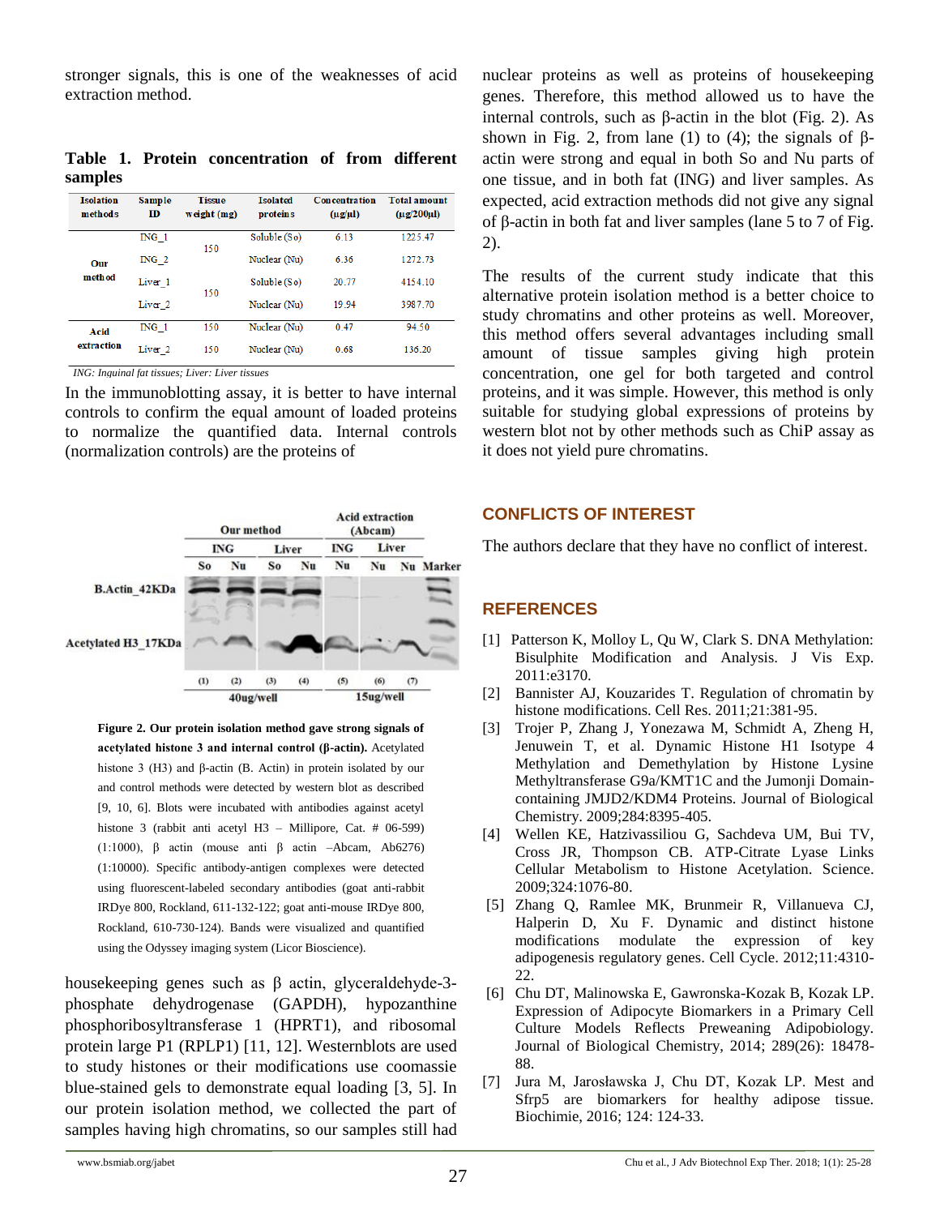stronger signals, this is one of the weaknesses of acid extraction method.

**Table 1. Protein concentration of from different samples**

| Isolation methods | Sample ID | Tissue weight (mg) | Isolated proteins | Concentration (µg/µl) | Total amount (µg/200µl) |
|---|---|---|---|---|---|
| Our method | ING_1 | 150 | Soluble (So) | 6.13 | 1225.47 |
| | ING_2 | | Nuclear (Nu) | 6.36 | 1272.73 |
| | Liver_1 | 150 | Soluble (So) | 20.77 | 4154.10 |
| | Liver_2 | | Nuclear (Nu) | 19.94 | 3987.70 |
| Acid extraction | ING_1 | 150 | Nuclear (Nu) | 0.47 | 94.50 |
| | Liver_2 | 150 | Nuclear (Nu) | 0.68 | 136.20 |

*ING: Inquinal fat tissues; Liver: Liver tissues*

In the immunoblotting assay, it is better to have internal controls to confirm the equal amount of loaded proteins to normalize the quantified data. Internal controls (normalization controls) are the proteins of housekeeping genes such as β actin, glyceraldehyde-3-phosphate dehydrogenase (GAPDH), hypozanthine phosphoribosyltransferase 1 (HPRT1), and ribosomal protein large P1 (RPLP1) [11, 12]. Westernblots are used to study histones or their modifications use coomassie blue-stained gels to demonstrate equal loading [3, 5]. In our protein isolation method, we collected the part of samples having high chromatins, so our samples still had nuclear proteins as well as proteins of housekeeping genes. Therefore, this method allowed us to have the internal controls, such as β-actin in the blot (Fig. 2). As shown in Fig. 2, from lane (1) to (4); the signals of β-actin were strong and equal in both So and Nu parts of one tissue, and in both fat (ING) and liver samples. As expected, acid extraction methods did not give any signal of β-actin in both fat and liver samples (lane 5 to 7 of Fig. 2).

**Figure 2. Our protein isolation method gave strong signals of acetylated histone 3 and internal control (β-actin).** Acetylated histone 3 (H3) and β-actin (B. Actin) in protein isolated by our and control methods were detected by western blot as described [9, 10, 6]. Blots were incubated with antibodies against acetyl histone 3 (rabbit anti acetyl H3 – Millipore, Cat. # 06-599) (1:1000), β actin (mouse anti β actin –Abcam, Ab6276) (1:10000). Specific antibody-antigen complexes were detected using fluorescent-labeled secondary antibodies (goat anti-rabbit IRDye 800, Rockland, 611-132-122; goat anti-mouse IRDye 800, Rockland, 610-730-124). Bands were visualized and quantified using the Odyssey imaging system (Licor Bioscience).

The results of the current study indicate that this alternative protein isolation method is a better choice to study chromatins and other proteins as well. Moreover, this method offers several advantages including small amount of tissue samples giving high protein concentration, one gel for both targeted and control proteins, and it was simple. However, this method is only suitable for studying global expressions of proteins by western blot not by other methods such as ChiP assay as it does not yield pure chromatins.

## CONFLICTS OF INTEREST

The authors declare that they have no conflict of interest.

## REFERENCES

[1] Patterson K, Molloy L, Qu W, Clark S. DNA Methylation: Bisulphite Modification and Analysis. J Vis Exp. 2011:e3170.

[2] Bannister AJ, Kouzarides T. Regulation of chromatin by histone modifications. Cell Res. 2011;21:381-95.

[3] Trojer P, Zhang J, Yonezawa M, Schmidt A, Zheng H, Jenuwein T, et al. Dynamic Histone H1 Isotype 4 Methylation and Demethylation by Histone Lysine Methyltransferase G9a/KMT1C and the Jumonji Domain-containing JMJD2/KDM4 Proteins. Journal of Biological Chemistry. 2009;284:8395-405.

[4] Wellen KE, Hatzivassiliou G, Sachdeva UM, Bui TV, Cross JR, Thompson CB. ATP-Citrate Lyase Links Cellular Metabolism to Histone Acetylation. Science. 2009;324:1076-80.

[5] Zhang Q, Ramlee MK, Brunmeir R, Villanueva CJ, Halperin D, Xu F. Dynamic and distinct histone modifications modulate the expression of key adipogenesis regulatory genes. Cell Cycle. 2012;11:4310-22.

[6] Chu DT, Malinowska E, Gawronska-Kozak B, Kozak LP. Expression of Adipocyte Biomarkers in a Primary Cell Culture Models Reflects Preweaning Adipobiology. Journal of Biological Chemistry, 2014; 289(26): 18478-88.

[7] Jura M, Jarosławska J, Chu DT, Kozak LP. Mest and Sfrp5 are biomarkers for healthy adipose tissue. Biochimie, 2016; 124: 124-33.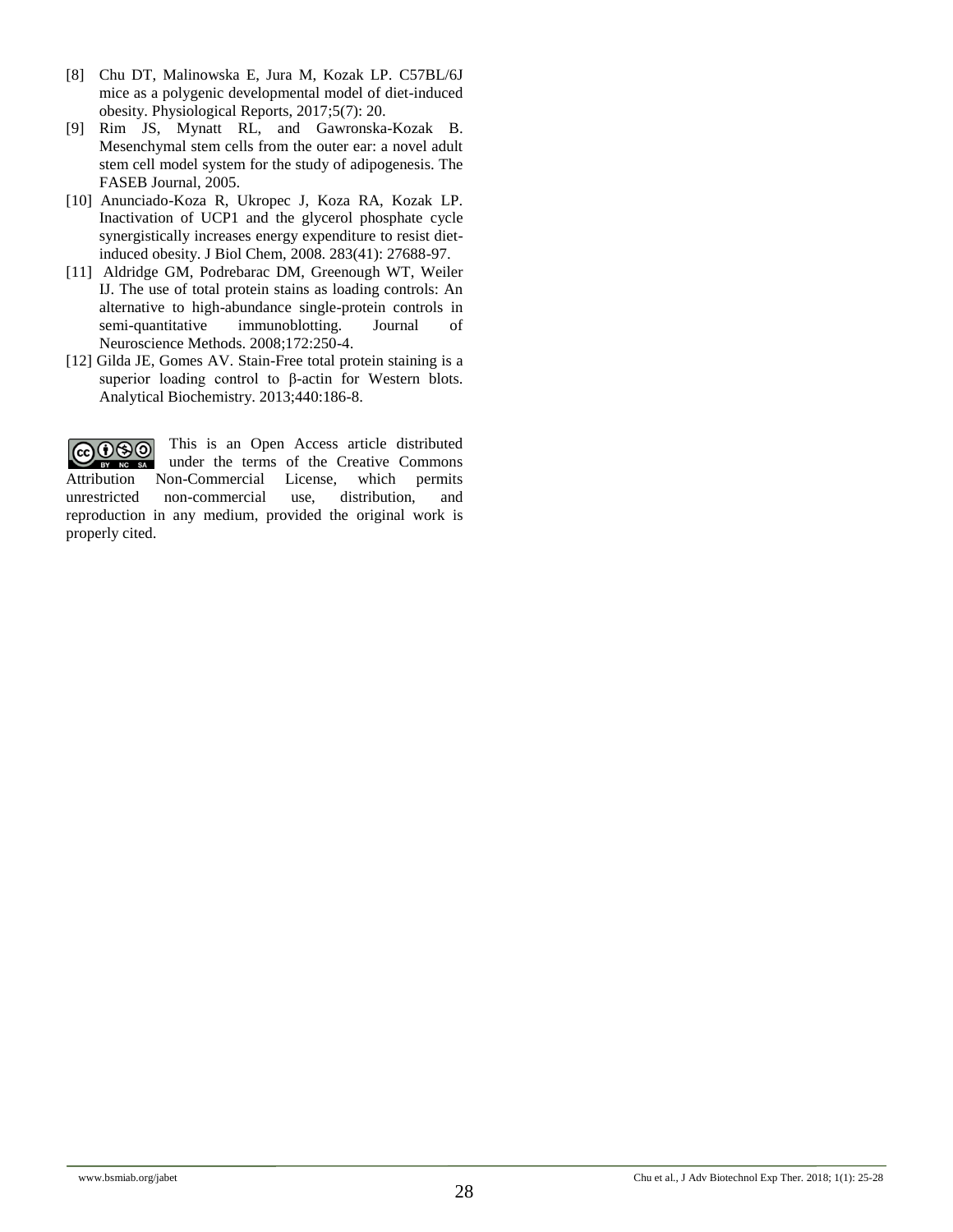[8] Chu DT, Malinowska E, Jura M, Kozak LP. C57BL/6J mice as a polygenic developmental model of diet-induced obesity. Physiological Reports, 2017;5(7): 20.

[9] Rim JS, Mynatt RL, and Gawronska-Kozak B. Mesenchymal stem cells from the outer ear: a novel adult stem cell model system for the study of adipogenesis. The FASEB Journal, 2005.

[10] Anunciado-Koza R, Ukropec J, Koza RA, Kozak LP. Inactivation of UCP1 and the glycerol phosphate cycle synergistically increases energy expenditure to resist diet-induced obesity. J Biol Chem, 2008. 283(41): 27688-97.

[11] Aldridge GM, Podrebarac DM, Greenough WT, Weiler IJ. The use of total protein stains as loading controls: An alternative to high-abundance single-protein controls in semi-quantitative immunoblotting. Journal of Neuroscience Methods. 2008;172:250-4.

[12] Gilda JE, Gomes AV. Stain-Free total protein staining is a superior loading control to β-actin for Western blots. Analytical Biochemistry. 2013;440:186-8.

This is an Open Access article distributed under the terms of the Creative Commons Attribution Non-Commercial License, which permits unrestricted non-commercial use, distribution, and reproduction in any medium, provided the original work is properly cited.